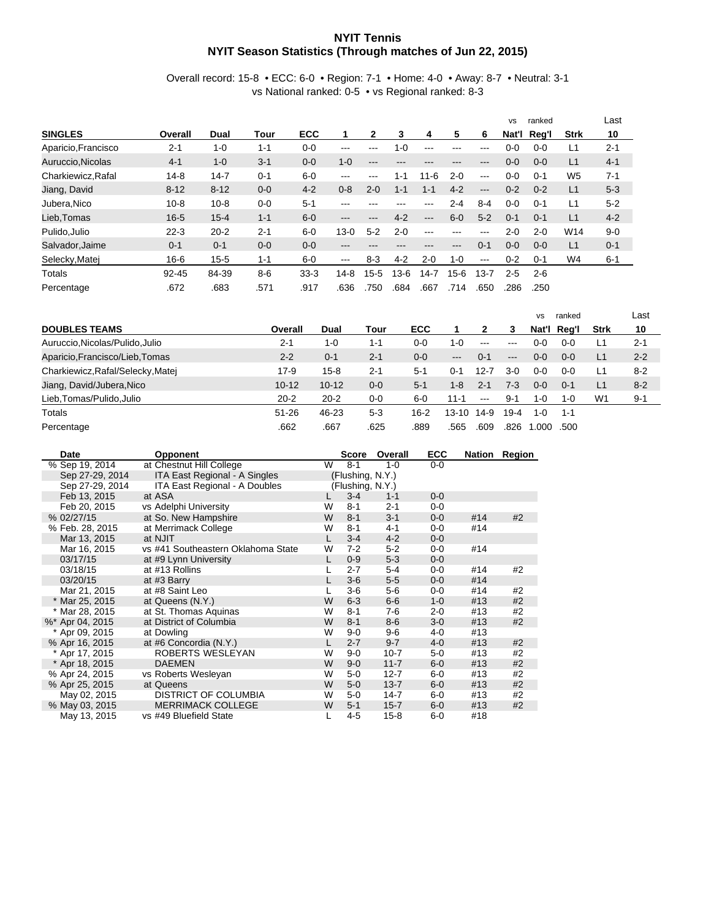# NYIT Tennis
## NYIT Season Statistics (Through matches of Jun 22, 2015)

Overall record: 15-8 • ECC: 6-0 • Region: 7-1 • Home: 4-0 • Away: 8-7 • Neutral: 3-1
vs National ranked: 0-5 • vs Regional ranked: 8-3

| SINGLES | Overall | Dual | Tour | ECC | 1 | 2 | 3 | 4 | 5 | 6 | vs Nat'l | ranked Reg'l | Strk | Last 10 |
|---|---|---|---|---|---|---|---|---|---|---|---|---|---|---|
| Aparicio,Francisco | 2-1 | 1-0 | 1-1 | 0-0 | --- | --- | 1-0 | --- | --- | --- | 0-0 | 0-0 | L1 | 2-1 |
| Auruccio,Nicolas | 4-1 | 1-0 | 3-1 | 0-0 | 1-0 | --- | --- | --- | --- | --- | 0-0 | 0-0 | L1 | 4-1 |
| Charkiewicz,Rafal | 14-8 | 14-7 | 0-1 | 6-0 | --- | --- | 1-1 | 11-6 | 2-0 | --- | 0-0 | 0-1 | W5 | 7-1 |
| Jiang, David | 8-12 | 8-12 | 0-0 | 4-2 | 0-8 | 2-0 | 1-1 | 1-1 | 4-2 | --- | 0-2 | 0-2 | L1 | 5-3 |
| Jubera,Nico | 10-8 | 10-8 | 0-0 | 5-1 | --- | --- | --- | --- | 2-4 | 8-4 | 0-0 | 0-1 | L1 | 5-2 |
| Lieb,Tomas | 16-5 | 15-4 | 1-1 | 6-0 | --- | --- | 4-2 | --- | 6-0 | 5-2 | 0-1 | 0-1 | L1 | 4-2 |
| Pulido,Julio | 22-3 | 20-2 | 2-1 | 6-0 | 13-0 | 5-2 | 2-0 | --- | --- | --- | 2-0 | 2-0 | W14 | 9-0 |
| Salvador,Jaime | 0-1 | 0-1 | 0-0 | 0-0 | --- | --- | --- | --- | --- | 0-1 | 0-0 | 0-0 | L1 | 0-1 |
| Selecky,Matej | 16-6 | 15-5 | 1-1 | 6-0 | --- | 8-3 | 4-2 | 2-0 | 1-0 | --- | 0-2 | 0-1 | W4 | 6-1 |
| Totals | 92-45 | 84-39 | 8-6 | 33-3 | 14-8 | 15-5 | 13-6 | 14-7 | 15-6 | 13-7 | 2-5 | 2-6 | | |
| Percentage | .672 | .683 | .571 | .917 | .636 | .750 | .684 | .667 | .714 | .650 | .286 | .250 | | |

| DOUBLES TEAMS | Overall | Dual | Tour | ECC | 1 | 2 | 3 | vs Nat'l | ranked Reg'l | Strk | Last 10 |
|---|---|---|---|---|---|---|---|---|---|---|---|
| Auruccio,Nicolas/Pulido,Julio | 2-1 | 1-0 | 1-1 | 0-0 | 1-0 | --- | --- | 0-0 | 0-0 | L1 | 2-1 |
| Aparicio,Francisco/Lieb,Tomas | 2-2 | 0-1 | 2-1 | 0-0 | --- | 0-1 | --- | 0-0 | 0-0 | L1 | 2-2 |
| Charkiewicz,Rafal/Selecky,Matej | 17-9 | 15-8 | 2-1 | 5-1 | 0-1 | 12-7 | 3-0 | 0-0 | 0-0 | L1 | 8-2 |
| Jiang, David/Jubera,Nico | 10-12 | 10-12 | 0-0 | 5-1 | 1-8 | 2-1 | 7-3 | 0-0 | 0-1 | L1 | 8-2 |
| Lieb,Tomas/Pulido,Julio | 20-2 | 20-2 | 0-0 | 6-0 | 11-1 | --- | 9-1 | 1-0 | 1-0 | W1 | 9-1 |
| Totals | 51-26 | 46-23 | 5-3 | 16-2 | 13-10 | 14-9 | 19-4 | 1-0 | 1-1 | | |
| Percentage | .662 | .667 | .625 | .889 | .565 | .609 | .826 | 1.000 | .500 | | |

| Date | Opponent | | Score | Overall | ECC | Nation | Region |
|---|---|---|---|---|---|---|---|
| % Sep 19, 2014 | at Chestnut Hill College | W | 8-1 | 1-0 | 0-0 | | |
| Sep 27-29, 2014 | ITA East Regional - A Singles | | (Flushing, N.Y.) | | | | |
| Sep 27-29, 2014 | ITA East Regional - A Doubles | | (Flushing, N.Y.) | | | | |
| Feb 13, 2015 | at ASA | L | 3-4 | 1-1 | 0-0 | | |
| Feb 20, 2015 | vs Adelphi University | W | 8-1 | 2-1 | 0-0 | | |
| % 02/27/15 | at So. New Hampshire | W | 8-1 | 3-1 | 0-0 | #14 | #2 |
| % Feb. 28, 2015 | at Merrimack College | W | 8-1 | 4-1 | 0-0 | #14 | |
| Mar 13, 2015 | at NJIT | L | 3-4 | 4-2 | 0-0 | | |
| Mar 16, 2015 | vs #41 Southeastern Oklahoma State | W | 7-2 | 5-2 | 0-0 | #14 | |
| 03/17/15 | at #9 Lynn University | L | 0-9 | 5-3 | 0-0 | | |
| 03/18/15 | at #13 Rollins | L | 2-7 | 5-4 | 0-0 | #14 | #2 |
| 03/20/15 | at #3 Barry | L | 3-6 | 5-5 | 0-0 | #14 | |
| Mar 21, 2015 | at #8 Saint Leo | L | 3-6 | 5-6 | 0-0 | #14 | #2 |
| * Mar 25, 2015 | at Queens (N.Y.) | W | 6-3 | 6-6 | 1-0 | #13 | #2 |
| * Mar 28, 2015 | at St. Thomas Aquinas | W | 8-1 | 7-6 | 2-0 | #13 | #2 |
| %* Apr 04, 2015 | at District of Columbia | W | 8-1 | 8-6 | 3-0 | #13 | #2 |
| * Apr 09, 2015 | at Dowling | W | 9-0 | 9-6 | 4-0 | #13 | |
| % Apr 16, 2015 | at #6 Concordia (N.Y.) | L | 2-7 | 9-7 | 4-0 | #13 | #2 |
| * Apr 17, 2015 | ROBERTS WESLEYAN | W | 9-0 | 10-7 | 5-0 | #13 | #2 |
| * Apr 18, 2015 | DAEMEN | W | 9-0 | 11-7 | 6-0 | #13 | #2 |
| % Apr 24, 2015 | vs Roberts Wesleyan | W | 5-0 | 12-7 | 6-0 | #13 | #2 |
| % Apr 25, 2015 | at Queens | W | 5-0 | 13-7 | 6-0 | #13 | #2 |
| May 02, 2015 | DISTRICT OF COLUMBIA | W | 5-0 | 14-7 | 6-0 | #13 | #2 |
| % May 03, 2015 | MERRIMACK COLLEGE | W | 5-1 | 15-7 | 6-0 | #13 | #2 |
| May 13, 2015 | vs #49 Bluefield State | L | 4-5 | 15-8 | 6-0 | #18 | |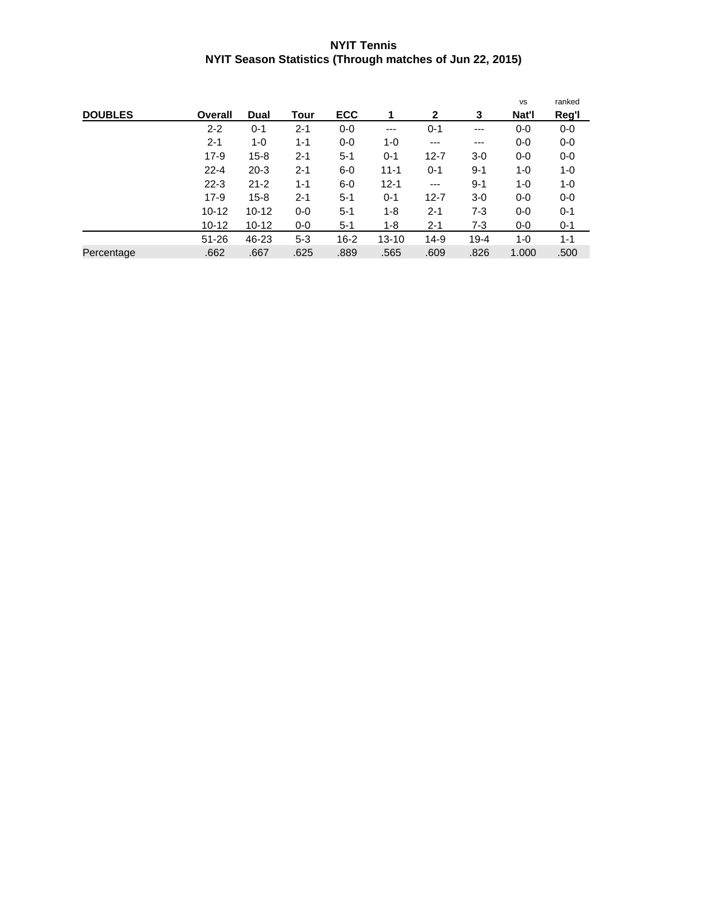**NYIT Tennis**
**NYIT Season Statistics (Through matches of Jun 22, 2015)**

| **DOUBLES** | **Overall** | **Dual** | **Tour** | **ECC** | **1** | **2** | **3** | vs **Nat'l** | ranked **Reg'l** |
|---|---|---|---|---|---|---|---|---|---|
| | 2-2 | 0-1 | 2-1 | 0-0 | --- | 0-1 | --- | 0-0 | 0-0 |
| | 2-1 | 1-0 | 1-1 | 0-0 | 1-0 | --- | --- | 0-0 | 0-0 |
| | 17-9 | 15-8 | 2-1 | 5-1 | 0-1 | 12-7 | 3-0 | 0-0 | 0-0 |
| | 22-4 | 20-3 | 2-1 | 6-0 | 11-1 | 0-1 | 9-1 | 1-0 | 1-0 |
| | 22-3 | 21-2 | 1-1 | 6-0 | 12-1 | --- | 9-1 | 1-0 | 1-0 |
| | 17-9 | 15-8 | 2-1 | 5-1 | 0-1 | 12-7 | 3-0 | 0-0 | 0-0 |
| | 10-12 | 10-12 | 0-0 | 5-1 | 1-8 | 2-1 | 7-3 | 0-0 | 0-1 |
| | 10-12 | 10-12 | 0-0 | 5-1 | 1-8 | 2-1 | 7-3 | 0-0 | 0-1 |
| | 51-26 | 46-23 | 5-3 | 16-2 | 13-10 | 14-9 | 19-4 | 1-0 | 1-1 |
| Percentage | .662 | .667 | .625 | .889 | .565 | .609 | .826 | 1.000 | .500 |